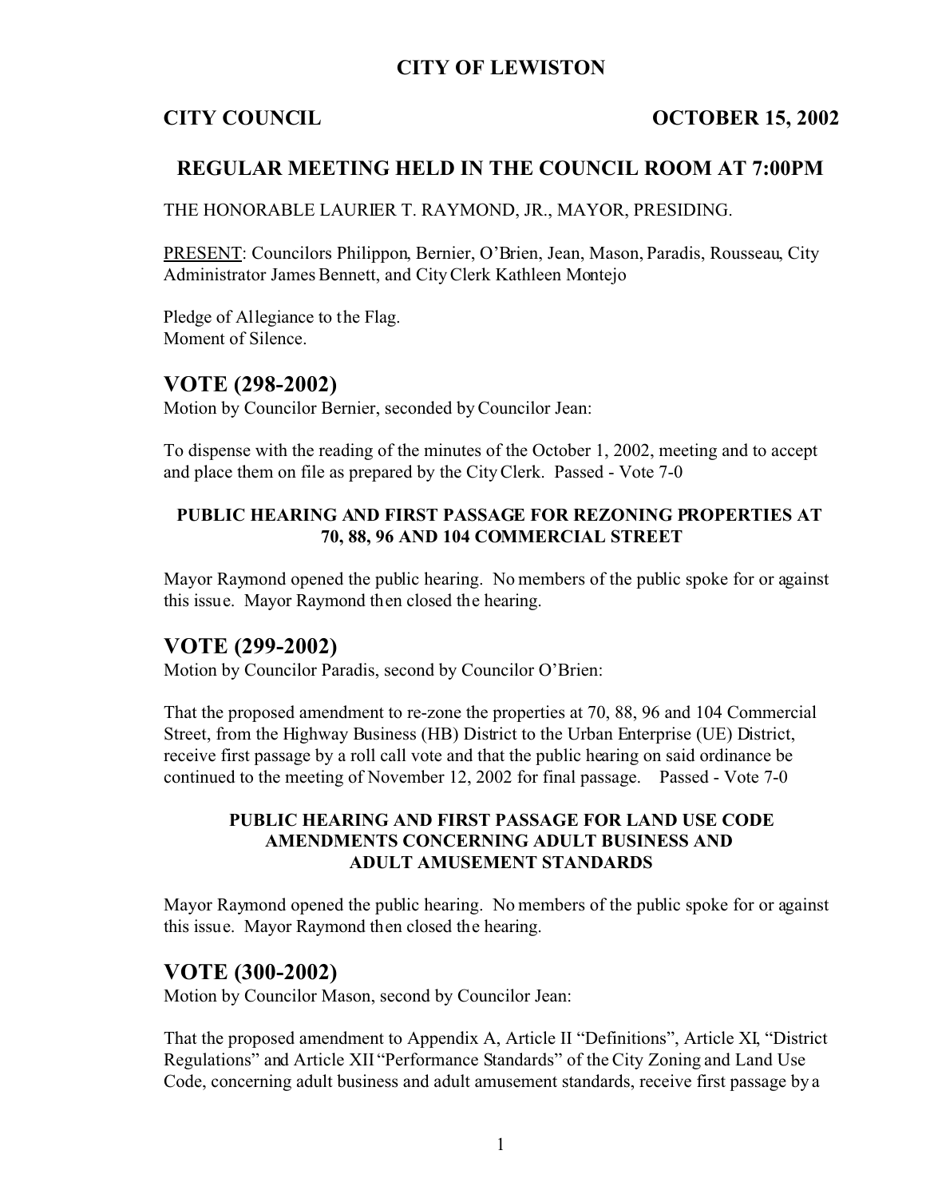# CITY OF LEWISTON

**CITY COUNCIL** **OCTOBER 15, 2002**

## REGULAR MEETING HELD IN THE COUNCIL ROOM AT 7:00PM

THE HONORABLE LAURIER T. RAYMOND, JR., MAYOR, PRESIDING.

PRESENT: Councilors Philippon, Bernier, O'Brien, Jean, Mason, Paradis, Rousseau, City Administrator James Bennett, and City Clerk Kathleen Montejo

Pledge of Allegiance to the Flag.
Moment of Silence.

## VOTE (298-2002)

Motion by Councilor Bernier, seconded by Councilor Jean:

To dispense with the reading of the minutes of the October 1, 2002, meeting and to accept and place them on file as prepared by the City Clerk. Passed - Vote 7-0

### PUBLIC HEARING AND FIRST PASSAGE FOR REZONING PROPERTIES AT 70, 88, 96 AND 104 COMMERCIAL STREET

Mayor Raymond opened the public hearing. No members of the public spoke for or against this issue. Mayor Raymond then closed the hearing.

## VOTE (299-2002)

Motion by Councilor Paradis, second by Councilor O'Brien:

That the proposed amendment to re-zone the properties at 70, 88, 96 and 104 Commercial Street, from the Highway Business (HB) District to the Urban Enterprise (UE) District, receive first passage by a roll call vote and that the public hearing on said ordinance be continued to the meeting of November 12, 2002 for final passage. Passed - Vote 7-0

### PUBLIC HEARING AND FIRST PASSAGE FOR LAND USE CODE AMENDMENTS CONCERNING ADULT BUSINESS AND ADULT AMUSEMENT STANDARDS

Mayor Raymond opened the public hearing. No members of the public spoke for or against this issue. Mayor Raymond then closed the hearing.

## VOTE (300-2002)

Motion by Councilor Mason, second by Councilor Jean:

That the proposed amendment to Appendix A, Article II "Definitions", Article XI, "District Regulations" and Article XII "Performance Standards" of the City Zoning and Land Use Code, concerning adult business and adult amusement standards, receive first passage by a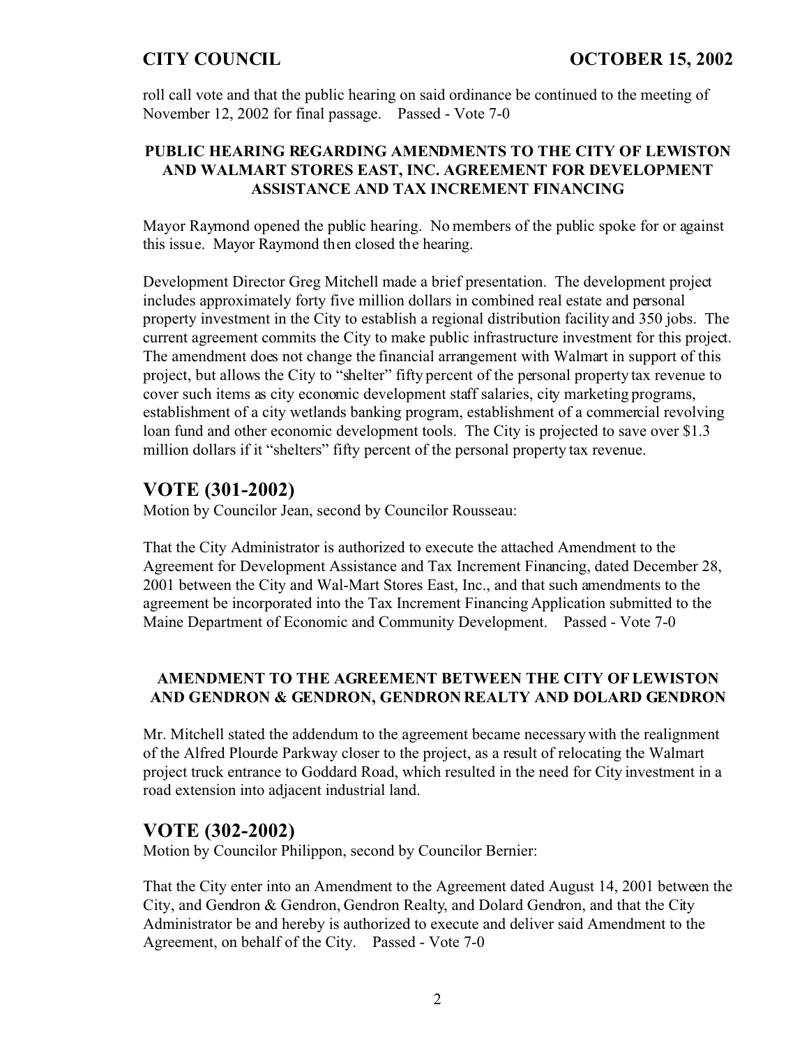roll call vote and that the public hearing on said ordinance be continued to the meeting of November 12, 2002 for final passage. Passed - Vote 7-0

**PUBLIC HEARING REGARDING AMENDMENTS TO THE CITY OF LEWISTON AND WALMART STORES EAST, INC. AGREEMENT FOR DEVELOPMENT ASSISTANCE AND TAX INCREMENT FINANCING**

Mayor Raymond opened the public hearing. No members of the public spoke for or against this issue. Mayor Raymond then closed the hearing.

Development Director Greg Mitchell made a brief presentation. The development project includes approximately forty five million dollars in combined real estate and personal property investment in the City to establish a regional distribution facility and 350 jobs. The current agreement commits the City to make public infrastructure investment for this project. The amendment does not change the financial arrangement with Walmart in support of this project, but allows the City to "shelter" fifty percent of the personal property tax revenue to cover such items as city economic development staff salaries, city marketing programs, establishment of a city wetlands banking program, establishment of a commercial revolving loan fund and other economic development tools. The City is projected to save over $1.3 million dollars if it "shelters" fifty percent of the personal property tax revenue.

## VOTE (301-2002)

Motion by Councilor Jean, second by Councilor Rousseau:

That the City Administrator is authorized to execute the attached Amendment to the Agreement for Development Assistance and Tax Increment Financing, dated December 28, 2001 between the City and Wal-Mart Stores East, Inc., and that such amendments to the agreement be incorporated into the Tax Increment Financing Application submitted to the Maine Department of Economic and Community Development. Passed - Vote 7-0

**AMENDMENT TO THE AGREEMENT BETWEEN THE CITY OF LEWISTON AND GENDRON & GENDRON, GENDRON REALTY AND DOLARD GENDRON**

Mr. Mitchell stated the addendum to the agreement became necessary with the realignment of the Alfred Plourde Parkway closer to the project, as a result of relocating the Walmart project truck entrance to Goddard Road, which resulted in the need for City investment in a road extension into adjacent industrial land.

## VOTE (302-2002)

Motion by Councilor Philippon, second by Councilor Bernier:

That the City enter into an Amendment to the Agreement dated August 14, 2001 between the City, and Gendron & Gendron, Gendron Realty, and Dolard Gendron, and that the City Administrator be and hereby is authorized to execute and deliver said Amendment to the Agreement, on behalf of the City. Passed - Vote 7-0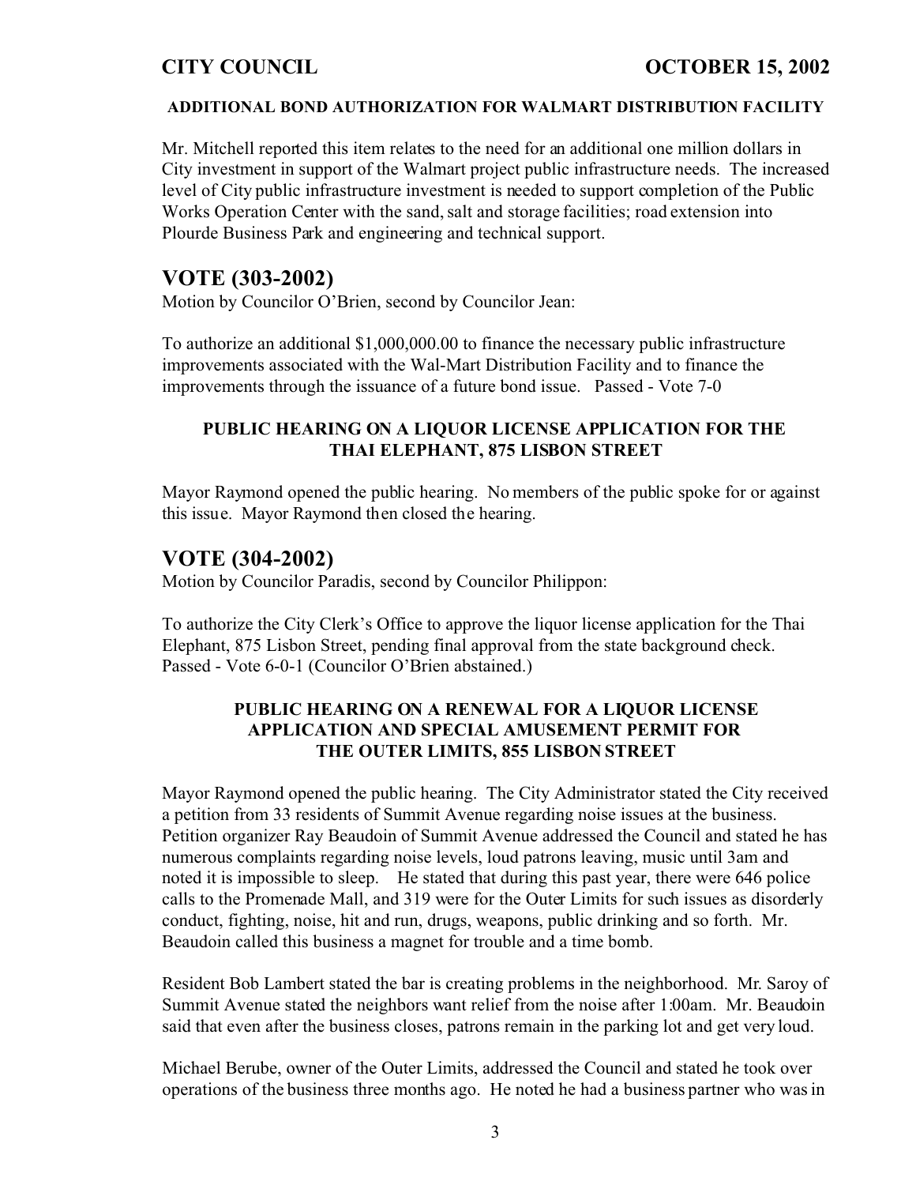**ADDITIONAL BOND AUTHORIZATION FOR WALMART DISTRIBUTION FACILITY**

Mr. Mitchell reported this item relates to the need for an additional one million dollars in City investment in support of the Walmart project public infrastructure needs. The increased level of City public infrastructure investment is needed to support completion of the Public Works Operation Center with the sand, salt and storage facilities; road extension into Plourde Business Park and engineering and technical support.

## VOTE (303-2002)

Motion by Councilor O'Brien, second by Councilor Jean:

To authorize an additional $1,000,000.00 to finance the necessary public infrastructure improvements associated with the Wal-Mart Distribution Facility and to finance the improvements through the issuance of a future bond issue. Passed - Vote 7-0

**PUBLIC HEARING ON A LIQUOR LICENSE APPLICATION FOR THE THAI ELEPHANT, 875 LISBON STREET**

Mayor Raymond opened the public hearing. No members of the public spoke for or against this issue. Mayor Raymond then closed the hearing.

## VOTE (304-2002)

Motion by Councilor Paradis, second by Councilor Philippon:

To authorize the City Clerk's Office to approve the liquor license application for the Thai Elephant, 875 Lisbon Street, pending final approval from the state background check. Passed - Vote 6-0-1 (Councilor O'Brien abstained.)

**PUBLIC HEARING ON A RENEWAL FOR A LIQUOR LICENSE APPLICATION AND SPECIAL AMUSEMENT PERMIT FOR THE OUTER LIMITS, 855 LISBON STREET**

Mayor Raymond opened the public hearing. The City Administrator stated the City received a petition from 33 residents of Summit Avenue regarding noise issues at the business. Petition organizer Ray Beaudoin of Summit Avenue addressed the Council and stated he has numerous complaints regarding noise levels, loud patrons leaving, music until 3am and noted it is impossible to sleep. He stated that during this past year, there were 646 police calls to the Promenade Mall, and 319 were for the Outer Limits for such issues as disorderly conduct, fighting, noise, hit and run, drugs, weapons, public drinking and so forth. Mr. Beaudoin called this business a magnet for trouble and a time bomb.

Resident Bob Lambert stated the bar is creating problems in the neighborhood. Mr. Saroy of Summit Avenue stated the neighbors want relief from the noise after 1:00am. Mr. Beaudoin said that even after the business closes, patrons remain in the parking lot and get very loud.

Michael Berube, owner of the Outer Limits, addressed the Council and stated he took over operations of the business three months ago. He noted he had a business partner who was in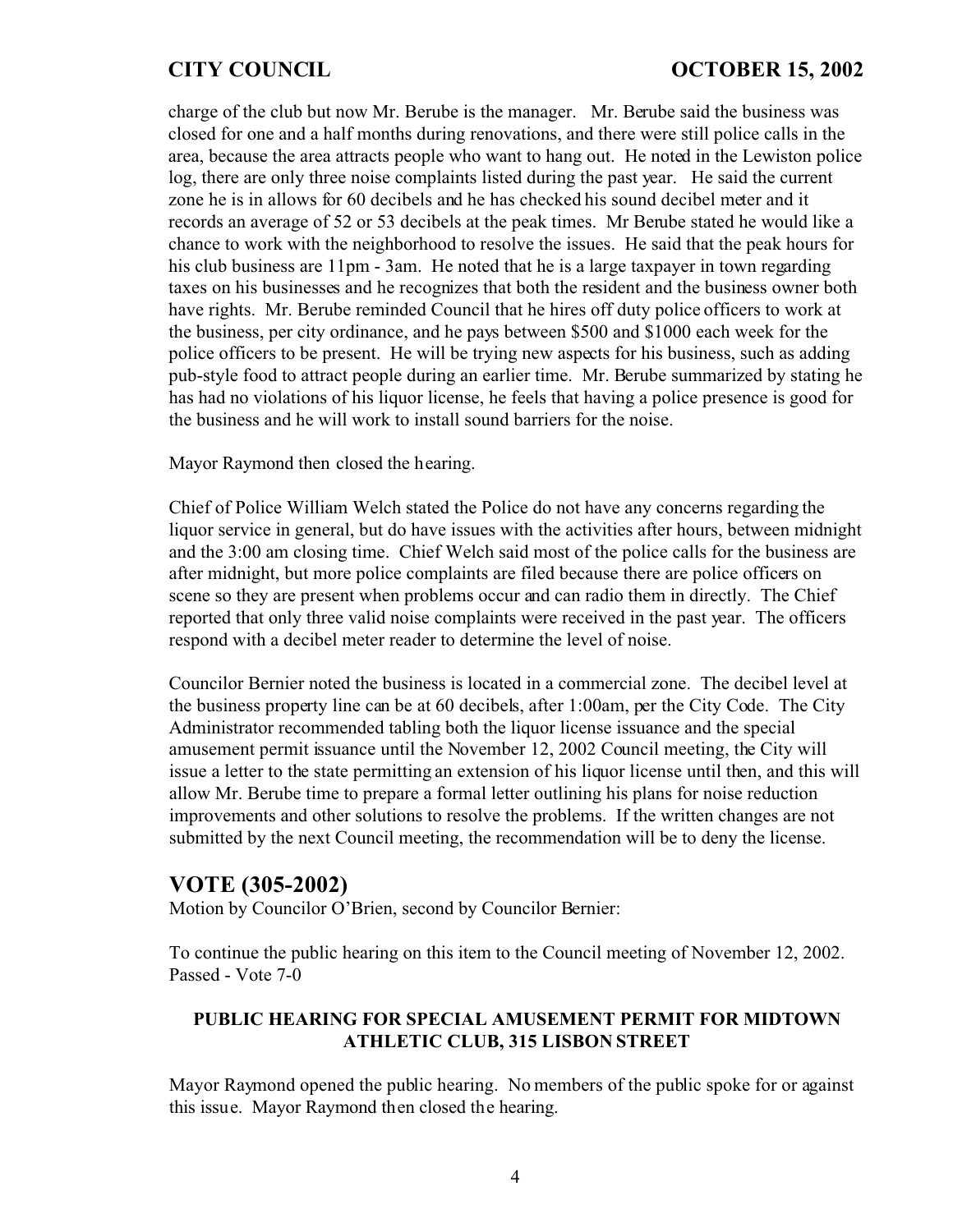charge of the club but now Mr. Berube is the manager. Mr. Berube said the business was closed for one and a half months during renovations, and there were still police calls in the area, because the area attracts people who want to hang out. He noted in the Lewiston police log, there are only three noise complaints listed during the past year. He said the current zone he is in allows for 60 decibels and he has checked his sound decibel meter and it records an average of 52 or 53 decibels at the peak times. Mr Berube stated he would like a chance to work with the neighborhood to resolve the issues. He said that the peak hours for his club business are 11pm - 3am. He noted that he is a large taxpayer in town regarding taxes on his businesses and he recognizes that both the resident and the business owner both have rights. Mr. Berube reminded Council that he hires off duty police officers to work at the business, per city ordinance, and he pays between $500 and $1000 each week for the police officers to be present. He will be trying new aspects for his business, such as adding pub-style food to attract people during an earlier time. Mr. Berube summarized by stating he has had no violations of his liquor license, he feels that having a police presence is good for the business and he will work to install sound barriers for the noise.

Mayor Raymond then closed the hearing.

Chief of Police William Welch stated the Police do not have any concerns regarding the liquor service in general, but do have issues with the activities after hours, between midnight and the 3:00 am closing time. Chief Welch said most of the police calls for the business are after midnight, but more police complaints are filed because there are police officers on scene so they are present when problems occur and can radio them in directly. The Chief reported that only three valid noise complaints were received in the past year. The officers respond with a decibel meter reader to determine the level of noise.

Councilor Bernier noted the business is located in a commercial zone. The decibel level at the business property line can be at 60 decibels, after 1:00am, per the City Code. The City Administrator recommended tabling both the liquor license issuance and the special amusement permit issuance until the November 12, 2002 Council meeting, the City will issue a letter to the state permitting an extension of his liquor license until then, and this will allow Mr. Berube time to prepare a formal letter outlining his plans for noise reduction improvements and other solutions to resolve the problems. If the written changes are not submitted by the next Council meeting, the recommendation will be to deny the license.

## VOTE (305-2002)

Motion by Councilor O'Brien, second by Councilor Bernier:

To continue the public hearing on this item to the Council meeting of November 12, 2002.
Passed - Vote 7-0

### PUBLIC HEARING FOR SPECIAL AMUSEMENT PERMIT FOR MIDTOWN ATHLETIC CLUB, 315 LISBON STREET

Mayor Raymond opened the public hearing. No members of the public spoke for or against this issue. Mayor Raymond then closed the hearing.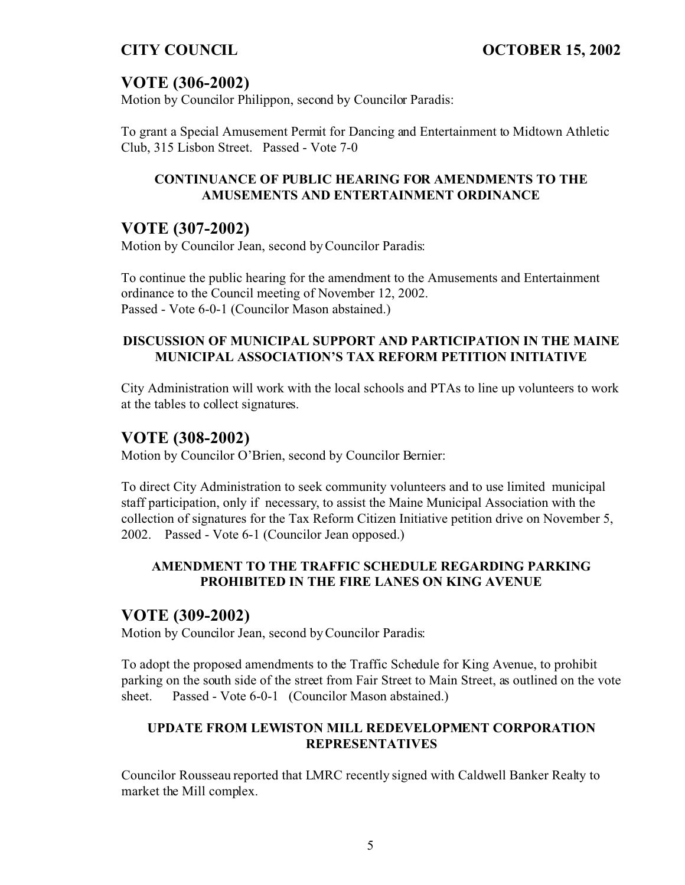## VOTE (306-2002)

Motion by Councilor Philippon, second by Councilor Paradis:

To grant a Special Amusement Permit for Dancing and Entertainment to Midtown Athletic Club, 315 Lisbon Street. Passed - Vote 7-0

**CONTINUANCE OF PUBLIC HEARING FOR AMENDMENTS TO THE AMUSEMENTS AND ENTERTAINMENT ORDINANCE**

## VOTE (307-2002)

Motion by Councilor Jean, second by Councilor Paradis:

To continue the public hearing for the amendment to the Amusements and Entertainment ordinance to the Council meeting of November 12, 2002.
Passed - Vote 6-0-1 (Councilor Mason abstained.)

**DISCUSSION OF MUNICIPAL SUPPORT AND PARTICIPATION IN THE MAINE MUNICIPAL ASSOCIATION'S TAX REFORM PETITION INITIATIVE**

City Administration will work with the local schools and PTAs to line up volunteers to work at the tables to collect signatures.

## VOTE (308-2002)

Motion by Councilor O'Brien, second by Councilor Bernier:

To direct City Administration to seek community volunteers and to use limited municipal staff participation, only if necessary, to assist the Maine Municipal Association with the collection of signatures for the Tax Reform Citizen Initiative petition drive on November 5, 2002. Passed - Vote 6-1 (Councilor Jean opposed.)

**AMENDMENT TO THE TRAFFIC SCHEDULE REGARDING PARKING PROHIBITED IN THE FIRE LANES ON KING AVENUE**

## VOTE (309-2002)

Motion by Councilor Jean, second by Councilor Paradis:

To adopt the proposed amendments to the Traffic Schedule for King Avenue, to prohibit parking on the south side of the street from Fair Street to Main Street, as outlined on the vote sheet. Passed - Vote 6-0-1 (Councilor Mason abstained.)

**UPDATE FROM LEWISTON MILL REDEVELOPMENT CORPORATION REPRESENTATIVES**

Councilor Rousseau reported that LMRC recently signed with Caldwell Banker Realty to market the Mill complex.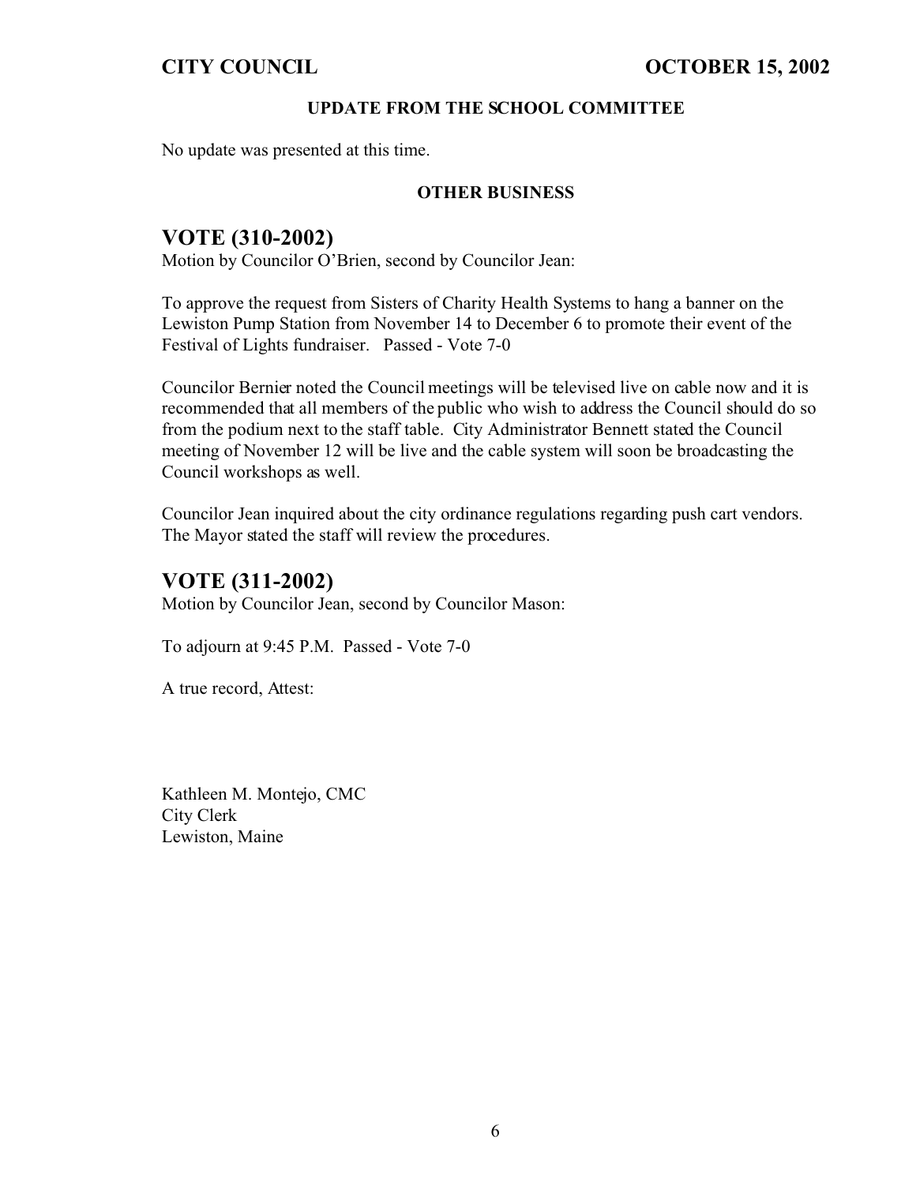### UPDATE FROM THE SCHOOL COMMITTEE

No update was presented at this time.

### OTHER BUSINESS

## VOTE (310-2002)

Motion by Councilor O'Brien, second by Councilor Jean:

To approve the request from Sisters of Charity Health Systems to hang a banner on the Lewiston Pump Station from November 14 to December 6 to promote their event of the Festival of Lights fundraiser. Passed - Vote 7-0

Councilor Bernier noted the Council meetings will be televised live on cable now and it is recommended that all members of the public who wish to address the Council should do so from the podium next to the staff table. City Administrator Bennett stated the Council meeting of November 12 will be live and the cable system will soon be broadcasting the Council workshops as well.

Councilor Jean inquired about the city ordinance regulations regarding push cart vendors. The Mayor stated the staff will review the procedures.

## VOTE (311-2002)

Motion by Councilor Jean, second by Councilor Mason:

To adjourn at 9:45 P.M. Passed - Vote 7-0

A true record, Attest:

Kathleen M. Montejo, CMC
City Clerk
Lewiston, Maine